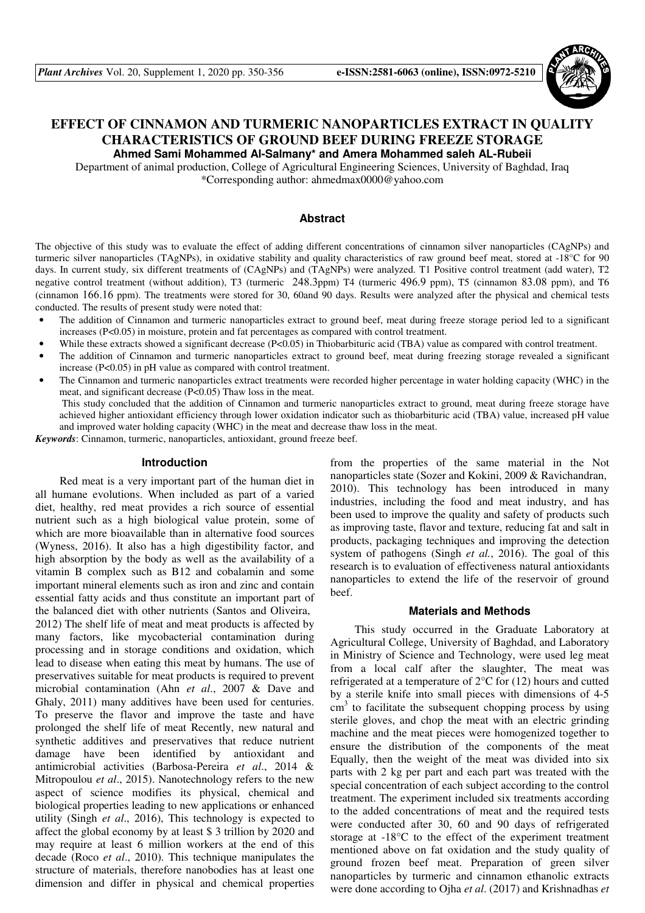# EFFECT OF CINNAMON AND TURMERIC NANOPARTICLES EXTRACT IN QUALITY CHARACTERISTICS OF GROUND BEEF DURING FREEZE STORAGE

**Ahmed Sami Mohammed Al-Salmany\* and Amera Mohammed saleh AL-Rubeii**

Department of animal production, College of Agricultural Engineering Sciences, University of Baghdad, Iraq

\*Corresponding author: ahmedmax0000@yahoo.com

## Abstract

The objective of this study was to evaluate the effect of adding different concentrations of cinnamon silver nanoparticles (CAgNPs) and turmeric silver nanoparticles (TAgNPs), in oxidative stability and quality characteristics of raw ground beef meat, stored at -18°C for 90 days. In current study, six different treatments of (CAgNPs) and (TAgNPs) were analyzed. T1 Positive control treatment (add water), T2 negative control treatment (without addition), T3 (turmeric 248.3ppm) T4 (turmeric 496.9 ppm), T5 (cinnamon 83.08 ppm), and T6 (cinnamon 166.16 ppm). The treatments were stored for 30, 60and 90 days. Results were analyzed after the physical and chemical tests conducted. The results of present study were noted that:

- The addition of Cinnamon and turmeric nanoparticles extract to ground beef, meat during freeze storage period led to a significant increases ($P<0.05$) in moisture, protein and fat percentages as compared with control treatment.
- While these extracts showed a significant decrease ($P<0.05$) in Thiobarbituric acid (TBA) value as compared with control treatment.
- The addition of Cinnamon and turmeric nanoparticles extract to ground beef, meat during freezing storage revealed a significant increase ($P<0.05$) in pH value as compared with control treatment.
- The Cinnamon and turmeric nanoparticles extract treatments were recorded higher percentage in water holding capacity (WHC) in the meat, and significant decrease ($P<0.05$) Thaw loss in the meat.

This study concluded that the addition of Cinnamon and turmeric nanoparticles extract to ground, meat during freeze storage have achieved higher antioxidant efficiency through lower oxidation indicator such as thiobarbituric acid (TBA) value, increased pH value and improved water holding capacity (WHC) in the meat and decrease thaw loss in the meat.

***Keywords***: Cinnamon, turmeric, nanoparticles, antioxidant, ground freeze beef.

## Introduction

Red meat is a very important part of the human diet in all humane evolutions. When included as part of a varied diet, healthy, red meat provides a rich source of essential nutrient such as a high biological value protein, some of which are more bioavailable than in alternative food sources (Wyness, 2016). It also has a high digestibility factor, and high absorption by the body as well as the availability of a vitamin B complex such as B12 and cobalamin and some important mineral elements such as iron and zinc and contain essential fatty acids and thus constitute an important part of the balanced diet with other nutrients (Santos and Oliveira, 2012) The shelf life of meat and meat products is affected by many factors, like mycobacterial contamination during processing and in storage conditions and oxidation, which lead to disease when eating this meat by humans. The use of preservatives suitable for meat products is required to prevent microbial contamination (Ahn *et al*., 2007 & Dave and Ghaly, 2011) many additives have been used for centuries. To preserve the flavor and improve the taste and have prolonged the shelf life of meat Recently, new natural and synthetic additives and preservatives that reduce nutrient damage have been identified by antioxidant and antimicrobial activities (Barbosa-Pereira *et al*., 2014 & Mitropoulou *et al*., 2015). Nanotechnology refers to the new aspect of science modifies its physical, chemical and biological properties leading to new applications or enhanced utility (Singh *et al*., 2016), This technology is expected to affect the global economy by at least $ 3 trillion by 2020 and may require at least 6 million workers at the end of this decade (Roco *et al*., 2010). This technique manipulates the structure of materials, therefore nanobodies has at least one dimension and differ in physical and chemical properties from the properties of the same material in the Not nanoparticles state (Sozer and Kokini, 2009 & Ravichandran, 2010). This technology has been introduced in many industries, including the food and meat industry, and has been used to improve the quality and safety of products such as improving taste, flavor and texture, reducing fat and salt in products, packaging techniques and improving the detection system of pathogens (Singh *et al.*, 2016). The goal of this research is to evaluation of effectiveness natural antioxidants nanoparticles to extend the life of the reservoir of ground beef.

## Materials and Methods

This study occurred in the Graduate Laboratory at Agricultural College, University of Baghdad, and Laboratory in Ministry of Science and Technology, were used leg meat from a local calf after the slaughter, The meat was refrigerated at a temperature of 2°C for (12) hours and cutted by a sterile knife into small pieces with dimensions of 4-5 $cm^3$ to facilitate the subsequent chopping process by using sterile gloves, and chop the meat with an electric grinding machine and the meat pieces were homogenized together to ensure the distribution of the components of the meat Equally, then the weight of the meat was divided into six parts with 2 kg per part and each part was treated with the special concentration of each subject according to the control treatment. The experiment included six treatments according to the added concentrations of meat and the required tests were conducted after 30, 60 and 90 days of refrigerated storage at -18°C to the effect of the experiment treatment mentioned above on fat oxidation and the study quality of ground frozen beef meat. Preparation of green silver nanoparticles by turmeric and cinnamon ethanolic extracts were done according to Ojha *et al*. (2017) and Krishnadhas *et*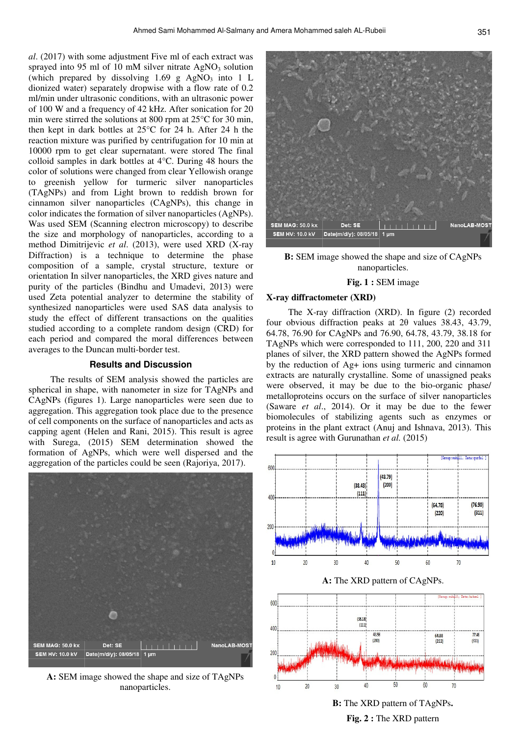*al*. (2017) with some adjustment Five ml of each extract was sprayed into 95 ml of 10 mM silver nitrate $AgNO_3$ solution (which prepared by dissolving 1.69 g $AgNO_3$ into 1 L dionized water) separately dropwise with a flow rate of 0.2 ml/min under ultrasonic conditions, with an ultrasonic power of 100 W and a frequency of 42 kHz. After sonication for 20 min were stirred the solutions at 800 rpm at 25°C for 30 min, then kept in dark bottles at 25°C for 24 h. After 24 h the reaction mixture was purified by centrifugation for 10 min at 10000 rpm to get clear supernatant. were stored The final colloid samples in dark bottles at 4°C. During 48 hours the color of solutions were changed from clear Yellowish orange to greenish yellow for turmeric silver nanoparticles (TAgNPs) and from Light brown to reddish brown for cinnamon silver nanoparticles (CAgNPs), this change in color indicates the formation of silver nanoparticles (AgNPs). Was used SEM (Scanning electron microscopy) to describe the size and morphology of nanoparticles, according to a method Dimitrijevic *et al*. (2013), were used XRD (X-ray Diffraction) is a technique to determine the phase composition of a sample, crystal structure, texture or orientation In silver nanoparticles, the XRD gives nature and purity of the particles (Bindhu and Umadevi, 2013) were used Zeta potential analyzer to determine the stability of synthesized nanoparticles were used SAS data analysis to study the effect of different transactions on the qualities studied according to a complete random design (CRD) for each period and compared the moral differences between averages to the Duncan multi-border test.

## Results and Discussion

The results of SEM analysis showed the particles are spherical in shape, with nanometer in size for TAgNPs and CAgNPs (figures 1). Large nanoparticles were seen due to aggregation. This aggregation took place due to the presence of cell components on the surface of nanoparticles and acts as capping agent (Helen and Rani, 2015). This result is agree with Surega, (2015) SEM determination showed the formation of AgNPs, which were well dispersed and the aggregation of the particles could be seen (Rajoriya, 2017).

**A:** SEM image showed the shape and size of TAgNPs nanoparticles.

**B:** SEM image showed the shape and size of CAgNPs nanoparticles.

**Fig. 1 :** SEM image

### X-ray diffractometer (XRD)

The X-ray diffraction (XRD). In figure (2) recorded four obvious diffraction peaks at 2θ values 38.43, 43.79, 64.78, 76.90 for CAgNPs and 76.90, 64.78, 43.79, 38.18 for TAgNPs which were corresponded to 111, 200, 220 and 311 planes of silver, the XRD pattern showed the AgNPs formed by the reduction of Ag+ ions using turmeric and cinnamon extracts are naturally crystalline. Some of unassigned peaks were observed, it may be due to the bio-organic phase/ metalloproteins occurs on the surface of silver nanoparticles (Saware *et al*., 2014). Or it may be due to the fewer biomolecules of stabilizing agents such as enzymes or proteins in the plant extract (Anuj and Ishnava, 2013). This result is agree with Gurunathan *et al.* (2015)

**A:** The XRD pattern of CAgNPs.

**B:** The XRD pattern of TAgNPs**.**

**Fig. 2 :** The XRD pattern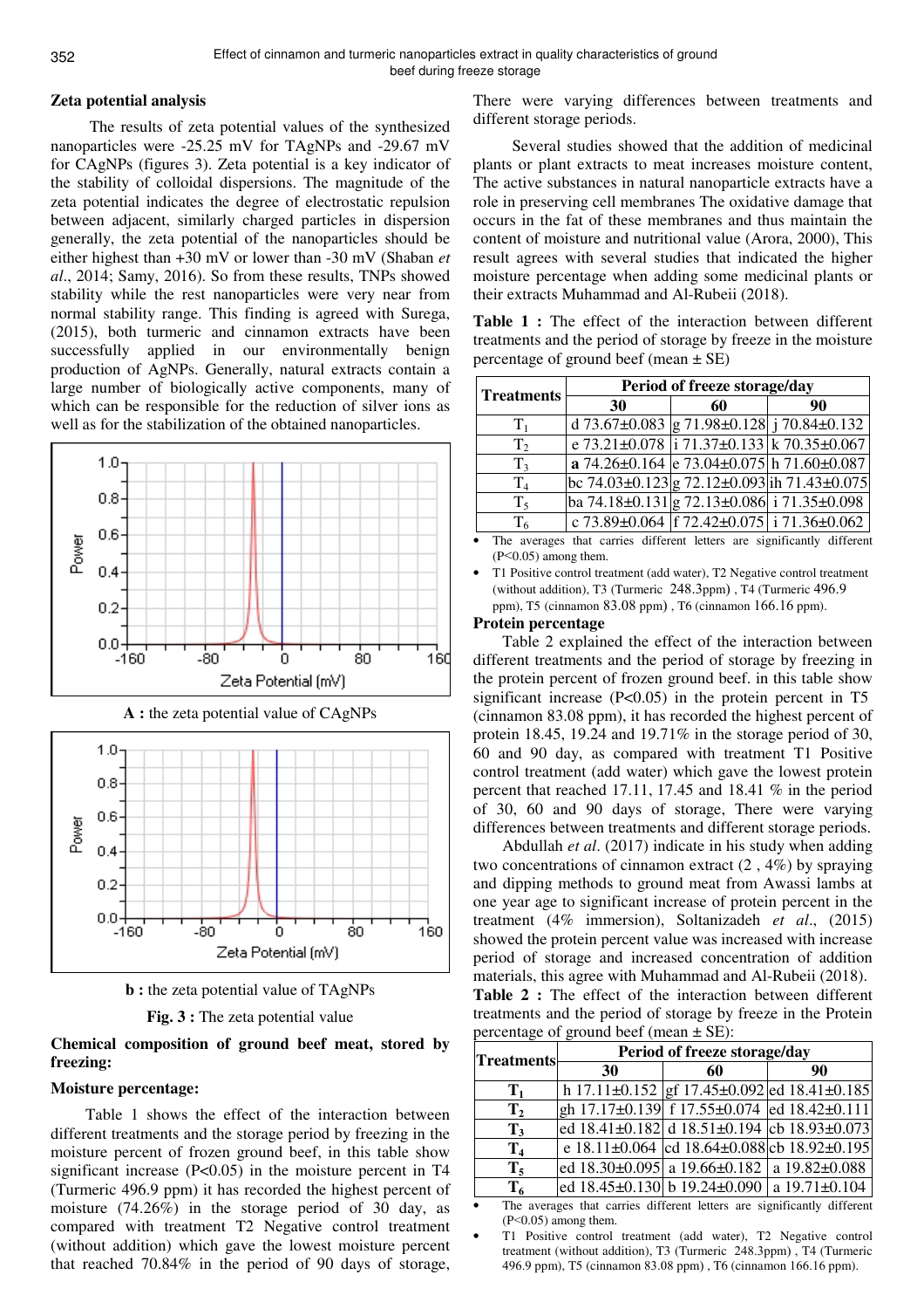## Zeta potential analysis

The results of zeta potential values of the synthesized nanoparticles were -25.25 mV for TAgNPs and -29.67 mV for CAgNPs (figures 3). Zeta potential is a key indicator of the stability of colloidal dispersions. The magnitude of the zeta potential indicates the degree of electrostatic repulsion between adjacent, similarly charged particles in dispersion generally, the zeta potential of the nanoparticles should be either highest than +30 mV or lower than -30 mV (Shaban *et al*., 2014; Samy, 2016). So from these results, TNPs showed stability while the rest nanoparticles were very near from normal stability range. This finding is agreed with Surega, (2015), both turmeric and cinnamon extracts have been successfully applied in our environmentally benign production of AgNPs. Generally, natural extracts contain a large number of biologically active components, many of which can be responsible for the reduction of silver ions as well as for the stabilization of the obtained nanoparticles.

**A :** the zeta potential value of CAgNPs

**b :** the zeta potential value of TAgNPs

**Fig. 3 :** The zeta potential value

## Chemical composition of ground beef meat, stored by freezing:

### Moisture percentage:

Table 1 shows the effect of the interaction between different treatments and the storage period by freezing in the moisture percent of frozen ground beef, in this table show significant increase (P<0.05) in the moisture percent in T4 (Turmeric 496.9 ppm) it has recorded the highest percent of moisture (74.26%) in the storage period of 30 day, as compared with treatment T2 Negative control treatment (without addition) which gave the lowest moisture percent that reached 70.84% in the period of 90 days of storage, There were varying differences between treatments and different storage periods.

Several studies showed that the addition of medicinal plants or plant extracts to meat increases moisture content, The active substances in natural nanoparticle extracts have a role in preserving cell membranes The oxidative damage that occurs in the fat of these membranes and thus maintain the content of moisture and nutritional value (Arora, 2000), This result agrees with several studies that indicated the higher moisture percentage when adding some medicinal plants or their extracts Muhammad and Al-Rubeii (2018).

**Table 1 :** The effect of the interaction between different treatments and the period of storage by freeze in the moisture percentage of ground beef (mean ± SE)

| Treatments | Period of freeze storage/day | | |
|---|---|---|---|
| | 30 | 60 | 90 |
| $T_1$ | d 73.67±0.083 | g 71.98±0.128 | j 70.84±0.132 |
| $T_2$ | e 73.21±0.078 | i 71.37±0.133 | k 70.35±0.067 |
| $T_3$ | **a** 74.26±0.164 | e 73.04±0.075 | h 71.60±0.087 |
| $T_4$ | bc 74.03±0.123 | g 72.12±0.093 | ih 71.43±0.075 |
| $T_5$ | ba 74.18±0.131 | g 72.13±0.086 | i 71.35±0.098 |
| $T_6$ | c 73.89±0.064 | f 72.42±0.075 | i 71.36±0.062 |

- The averages that carries different letters are significantly different (P<0.05) among them.
- T1 Positive control treatment (add water), T2 Negative control treatment (without addition), T3 (Turmeric 248.3ppm) , T4 (Turmeric 496.9 ppm), T5 (cinnamon 83.08 ppm) , T6 (cinnamon 166.16 ppm).

### Protein percentage

Table 2 explained the effect of the interaction between different treatments and the period of storage by freezing in the protein percent of frozen ground beef. in this table show significant increase (P<0.05) in the protein percent in T5 (cinnamon 83.08 ppm), it has recorded the highest percent of protein 18.45, 19.24 and 19.71% in the storage period of 30, 60 and 90 day, as compared with treatment T1 Positive control treatment (add water) which gave the lowest protein percent that reached 17.11, 17.45 and 18.41 % in the period of 30, 60 and 90 days of storage, There were varying differences between treatments and different storage periods.

Abdullah *et al*. (2017) indicate in his study when adding two concentrations of cinnamon extract (2 , 4%) by spraying and dipping methods to ground meat from Awassi lambs at one year age to significant increase of protein percent in the treatment (4% immersion), Soltanizadeh *et al*., (2015) showed the protein percent value was increased with increase period of storage and increased concentration of addition materials, this agree with Muhammad and Al-Rubeii (2018).

**Table 2 :** The effect of the interaction between different treatments and the period of storage by freeze in the Protein percentage of ground beef (mean ± SE):

| Treatments | Period of freeze storage/day | | |
|---|---|---|---|
| | 30 | 60 | 90 |
| **$T_1$** | h 17.11±0.152 | gf 17.45±0.092 | ed 18.41±0.185 |
| **$T_2$** | gh 17.17±0.139 | f 17.55±0.074 | ed 18.42±0.111 |
| **$T_3$** | ed 18.41±0.182 | d 18.51±0.194 | cb 18.93±0.073 |
| **$T_4$** | e 18.11±0.064 | cd 18.64±0.088 | cb 18.92±0.195 |
| **$T_5$** | ed 18.30±0.095 | a 19.66±0.182 | a 19.82±0.088 |
| **$T_6$** | ed 18.45±0.130 | b 19.24±0.090 | a 19.71±0.104 |

- The averages that carries different letters are significantly different (P<0.05) among them.
- T1 Positive control treatment (add water), T2 Negative control treatment (without addition), T3 (Turmeric 248.3ppm) , T4 (Turmeric 496.9 ppm), T5 (cinnamon 83.08 ppm) , T6 (cinnamon 166.16 ppm).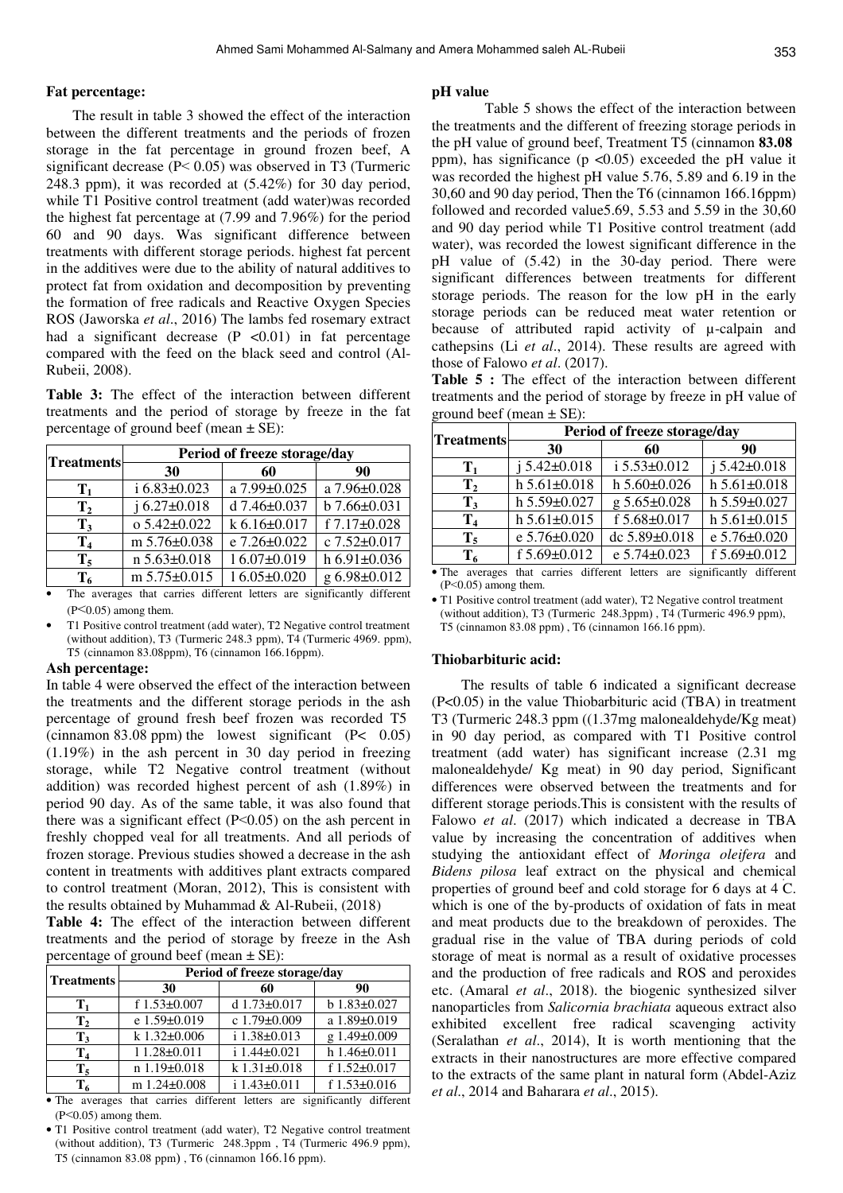### Fat percentage:

The result in table 3 showed the effect of the interaction between the different treatments and the periods of frozen storage in the fat percentage in ground frozen beef, A significant decrease (P< 0.05) was observed in T3 (Turmeric 248.3 ppm), it was recorded at (5.42%) for 30 day period, while T1 Positive control treatment (add water)was recorded the highest fat percentage at (7.99 and 7.96%) for the period 60 and 90 days. Was significant difference between treatments with different storage periods. highest fat percent in the additives were due to the ability of natural additives to protect fat from oxidation and decomposition by preventing the formation of free radicals and Reactive Oxygen Species ROS (Jaworska *et al*., 2016) The lambs fed rosemary extract had a significant decrease (P <0.01) in fat percentage compared with the feed on the black seed and control (Al-Rubeii, 2008).

**Table 3:** The effect of the interaction between different treatments and the period of storage by freeze in the fat percentage of ground beef (mean ± SE):

| Treatments | Period of freeze storage/day | | |
|---|---|---|---|
| | 30 | 60 | 90 |
| $T_1$ | i 6.83±0.023 | a 7.99±0.025 | a 7.96±0.028 |
| $T_2$ | j 6.27±0.018 | d 7.46±0.037 | b 7.66±0.031 |
| $T_3$ | o 5.42±0.022 | k 6.16±0.017 | f 7.17±0.028 |
| $T_4$ | m 5.76±0.038 | e 7.26±0.022 | c 7.52±0.017 |
| $T_5$ | n 5.63±0.018 | l 6.07±0.019 | h 6.91±0.036 |
| $T_6$ | m 5.75±0.015 | l 6.05±0.020 | g 6.98±0.012 |

- The averages that carries different letters are significantly different (P<0.05) among them.
- T1 Positive control treatment (add water), T2 Negative control treatment (without addition), T3 (Turmeric 248.3 ppm), T4 (Turmeric 4969. ppm), T5 (cinnamon 83.08ppm), T6 (cinnamon 166.16ppm).

### Ash percentage:

In table 4 were observed the effect of the interaction between the treatments and the different storage periods in the ash percentage of ground fresh beef frozen was recorded T5 (cinnamon 83.08 ppm) the lowest significant (P< 0.05) (1.19%) in the ash percent in 30 day period in freezing storage, while T2 Negative control treatment (without addition) was recorded highest percent of ash (1.89%) in period 90 day. As of the same table, it was also found that there was a significant effect (P<0.05) on the ash percent in freshly chopped veal for all treatments. And all periods of frozen storage. Previous studies showed a decrease in the ash content in treatments with additives plant extracts compared to control treatment (Moran, 2012), This is consistent with the results obtained by Muhammad & Al-Rubeii, (2018)

**Table 4:** The effect of the interaction between different treatments and the period of storage by freeze in the Ash percentage of ground beef (mean ± SE):

| Treatments | Period of freeze storage/day | | |
|---|---|---|---|
| | 30 | 60 | 90 |
| $T_1$ | f 1.53±0.007 | d 1.73±0.017 | b 1.83±0.027 |
| $T_2$ | e 1.59±0.019 | c 1.79±0.009 | a 1.89±0.019 |
| $T_3$ | k 1.32±0.006 | i 1.38±0.013 | g 1.49±0.009 |
| $T_4$ | l 1.28±0.011 | i 1.44±0.021 | h 1.46±0.011 |
| $T_5$ | n 1.19±0.018 | k 1.31±0.018 | f 1.52±0.017 |
| $T_6$ | m 1.24±0.008 | i 1.43±0.011 | f 1.53±0.016 |

- The averages that carries different letters are significantly different (P<0.05) among them.
- T1 Positive control treatment (add water), T2 Negative control treatment (without addition), T3 (Turmeric 248.3ppm , T4 (Turmeric 496.9 ppm), T5 (cinnamon 83.08 ppm) , T6 (cinnamon 166.16 ppm).

### pH value

Table 5 shows the effect of the interaction between the treatments and the different of freezing storage periods in the pH value of ground beef, Treatment T5 (cinnamon **83.08** ppm), has significance (p <0.05) exceeded the pH value it was recorded the highest pH value 5.76, 5.89 and 6.19 in the 30,60 and 90 day period, Then the T6 (cinnamon 166.16ppm) followed and recorded value5.69, 5.53 and 5.59 in the 30,60 and 90 day period while T1 Positive control treatment (add water), was recorded the lowest significant difference in the pH value of (5.42) in the 30-day period. There were significant differences between treatments for different storage periods. The reason for the low pH in the early storage periods can be reduced meat water retention or because of attributed rapid activity of μ-calpain and cathepsins (Li *et al*., 2014). These results are agreed with those of Falowo *et al*. (2017).

**Table 5 :** The effect of the interaction between different treatments and the period of storage by freeze in pH value of ground beef (mean ± SE):

| Treatments | Period of freeze storage/day | | |
|---|---|---|---|
| | 30 | 60 | 90 |
| $T_1$ | j 5.42±0.018 | i 5.53±0.012 | j 5.42±0.018 |
| $T_2$ | h 5.61±0.018 | h 5.60±0.026 | h 5.61±0.018 |
| $T_3$ | h 5.59±0.027 | g 5.65±0.028 | h 5.59±0.027 |
| $T_4$ | h 5.61±0.015 | f 5.68±0.017 | h 5.61±0.015 |
| $T_5$ | e 5.76±0.020 | dc 5.89±0.018 | e 5.76±0.020 |
| $T_6$ | f 5.69±0.012 | e 5.74±0.023 | f 5.69±0.012 |

- The averages that carries different letters are significantly different (P<0.05) among them.
- T1 Positive control treatment (add water), T2 Negative control treatment (without addition), T3 (Turmeric 248.3ppm) , T4 (Turmeric 496.9 ppm), T5 (cinnamon 83.08 ppm) , T6 (cinnamon 166.16 ppm).

### Thiobarbituric acid:

The results of table 6 indicated a significant decrease (P<0.05) in the value Thiobarbituric acid (TBA) in treatment T3 (Turmeric 248.3 ppm ((1.37mg malonealdehyde/Kg meat) in 90 day period, as compared with T1 Positive control treatment (add water) has significant increase (2.31 mg malonealdehyde/ Kg meat) in 90 day period, Significant differences were observed between the treatments and for different storage periods.This is consistent with the results of Falowo *et al*. (2017) which indicated a decrease in TBA value by increasing the concentration of additives when studying the antioxidant effect of *Moringa oleifera* and *Bidens pilosa* leaf extract on the physical and chemical properties of ground beef and cold storage for 6 days at 4 C. which is one of the by-products of oxidation of fats in meat and meat products due to the breakdown of peroxides. The gradual rise in the value of TBA during periods of cold storage of meat is normal as a result of oxidative processes and the production of free radicals and ROS and peroxides etc. (Amaral *et al*., 2018). the biogenic synthesized silver nanoparticles from *Salicornia brachiata* aqueous extract also exhibited excellent free radical scavenging activity (Seralathan *et al*., 2014), It is worth mentioning that the extracts in their nanostructures are more effective compared to the extracts of the same plant in natural form (Abdel-Aziz *et al*., 2014 and Baharara *et al*., 2015).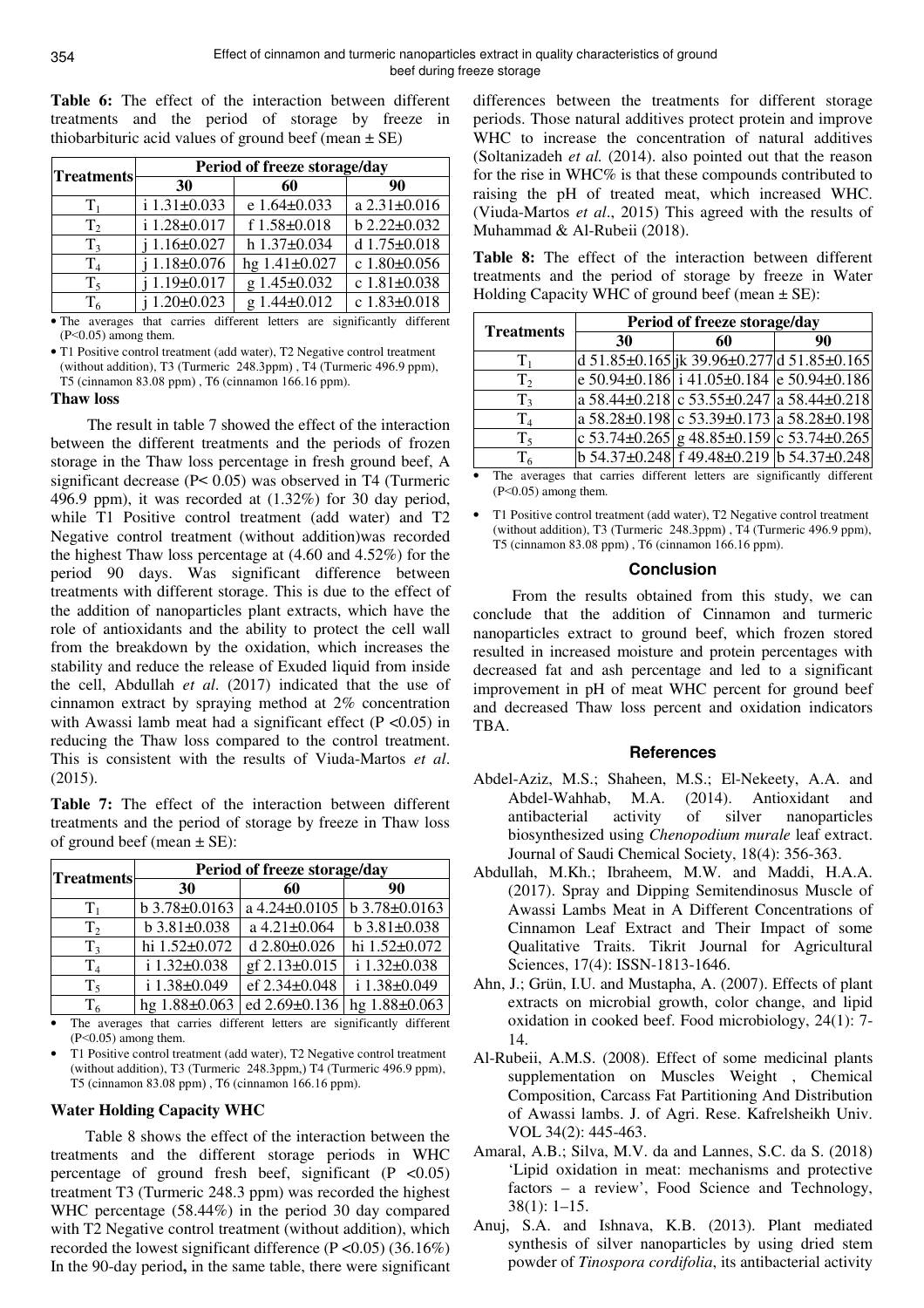**Table 6:** The effect of the interaction between different treatments and the period of storage by freeze in thiobarbituric acid values of ground beef (mean ± SE)

| Treatments | Period of freeze storage/day | | |
|---|---|---|---|
| | 30 | 60 | 90 |
| $T_1$ | i 1.31±0.033 | e 1.64±0.033 | a 2.31±0.016 |
| $T_2$ | i 1.28±0.017 | f 1.58±0.018 | b 2.22±0.032 |
| $T_3$ | j 1.16±0.027 | h 1.37±0.034 | d 1.75±0.018 |
| $T_4$ | j 1.18±0.076 | hg 1.41±0.027 | c 1.80±0.056 |
| $T_5$ | j 1.19±0.017 | g 1.45±0.032 | c 1.81±0.038 |
| $T_6$ | j 1.20±0.023 | g 1.44±0.012 | c 1.83±0.018 |

- The averages that carries different letters are significantly different (P<0.05) among them.
- T1 Positive control treatment (add water), T2 Negative control treatment (without addition), T3 (Turmeric 248.3ppm) , T4 (Turmeric 496.9 ppm), T5 (cinnamon 83.08 ppm) , T6 (cinnamon 166.16 ppm).

### Thaw loss

The result in table 7 showed the effect of the interaction between the different treatments and the periods of frozen storage in the Thaw loss percentage in fresh ground beef, A significant decrease (P< 0.05) was observed in T4 (Turmeric 496.9 ppm), it was recorded at (1.32%) for 30 day period, while T1 Positive control treatment (add water) and T2 Negative control treatment (without addition)was recorded the highest Thaw loss percentage at (4.60 and 4.52%) for the period 90 days. Was significant difference between treatments with different storage. This is due to the effect of the addition of nanoparticles plant extracts, which have the role of antioxidants and the ability to protect the cell wall from the breakdown by the oxidation, which increases the stability and reduce the release of Exuded liquid from inside the cell, Abdullah *et al*. (2017) indicated that the use of cinnamon extract by spraying method at 2% concentration with Awassi lamb meat had a significant effect (P <0.05) in reducing the Thaw loss compared to the control treatment. This is consistent with the results of Viuda-Martos *et al*. (2015).

**Table 7:** The effect of the interaction between different treatments and the period of storage by freeze in Thaw loss of ground beef (mean ± SE):

| Treatments | Period of freeze storage/day | | |
|---|---|---|---|
| | 30 | 60 | 90 |
| $T_1$ | b 3.78±0.0163 | a 4.24±0.0105 | b 3.78±0.0163 |
| $T_2$ | b 3.81±0.038 | a 4.21±0.064 | b 3.81±0.038 |
| $T_3$ | hi 1.52±0.072 | d 2.80±0.026 | hi 1.52±0.072 |
| $T_4$ | i 1.32±0.038 | gf 2.13±0.015 | i 1.32±0.038 |
| $T_5$ | i 1.38±0.049 | ef 2.34±0.048 | i 1.38±0.049 |
| $T_6$ | hg 1.88±0.063 | ed 2.69±0.136 | hg 1.88±0.063 |

- The averages that carries different letters are significantly different (P<0.05) among them.
- T1 Positive control treatment (add water), T2 Negative control treatment (without addition), T3 (Turmeric 248.3ppm,) T4 (Turmeric 496.9 ppm), T5 (cinnamon 83.08 ppm) , T6 (cinnamon 166.16 ppm).

### Water Holding Capacity WHC

Table 8 shows the effect of the interaction between the treatments and the different storage periods in WHC percentage of ground fresh beef, significant (P <0.05) treatment T3 (Turmeric 248.3 ppm) was recorded the highest WHC percentage (58.44%) in the period 30 day compared with T2 Negative control treatment (without addition), which recorded the lowest significant difference (P <0.05) (36.16%) In the 90-day period**,** in the same table, there were significant differences between the treatments for different storage periods. Those natural additives protect protein and improve WHC to increase the concentration of natural additives (Soltanizadeh *et al.* (2014). also pointed out that the reason for the rise in WHC% is that these compounds contributed to raising the pH of treated meat, which increased WHC. (Viuda-Martos *et al*., 2015) This agreed with the results of Muhammad & Al-Rubeii (2018).

**Table 8:** The effect of the interaction between different treatments and the period of storage by freeze in Water Holding Capacity WHC of ground beef (mean ± SE):

| Treatments | Period of freeze storage/day | | |
|---|---|---|---|
| | 30 | 60 | 90 |
| $T_1$ | d 51.85±0.165 | jk 39.96±0.277 | d 51.85±0.165 |
| $T_2$ | e 50.94±0.186 | i 41.05±0.184 | e 50.94±0.186 |
| $T_3$ | a 58.44±0.218 | c 53.55±0.247 | a 58.44±0.218 |
| $T_4$ | a 58.28±0.198 | c 53.39±0.173 | a 58.28±0.198 |
| $T_5$ | c 53.74±0.265 | g 48.85±0.159 | c 53.74±0.265 |
| $T_6$ | b 54.37±0.248 | f 49.48±0.219 | b 54.37±0.248 |

- The averages that carries different letters are significantly different (P<0.05) among them.
- T1 Positive control treatment (add water), T2 Negative control treatment (without addition), T3 (Turmeric 248.3ppm) , T4 (Turmeric 496.9 ppm), T5 (cinnamon 83.08 ppm) , T6 (cinnamon 166.16 ppm).

## Conclusion

From the results obtained from this study, we can conclude that the addition of Cinnamon and turmeric nanoparticles extract to ground beef, which frozen stored resulted in increased moisture and protein percentages with decreased fat and ash percentage and led to a significant improvement in pH of meat WHC percent for ground beef and decreased Thaw loss percent and oxidation indicators TBA.

## References

Abdel-Aziz, M.S.; Shaheen, M.S.; El-Nekeety, A.A. and Abdel-Wahhab, M.A. (2014). Antioxidant and antibacterial activity of silver nanoparticles biosynthesized using *Chenopodium murale* leaf extract. Journal of Saudi Chemical Society, 18(4): 356-363.

Abdullah, M.Kh.; Ibraheem, M.W. and Maddi, H.A.A. (2017). Spray and Dipping Semitendinosus Muscle of Awassi Lambs Meat in A Different Concentrations of Cinnamon Leaf Extract and Their Impact of some Qualitative Traits. Tikrit Journal for Agricultural Sciences, 17(4): ISSN-1813-1646.

Ahn, J.; Grün, I.U. and Mustapha, A. (2007). Effects of plant extracts on microbial growth, color change, and lipid oxidation in cooked beef. Food microbiology, 24(1): 7-14.

Al-Rubeii, A.M.S. (2008). Effect of some medicinal plants supplementation on Muscles Weight , Chemical Composition, Carcass Fat Partitioning And Distribution of Awassi lambs. J. of Agri. Rese. Kafrelsheikh Univ. VOL 34(2): 445-463.

Amaral, A.B.; Silva, M.V. da and Lannes, S.C. da S. (2018) 'Lipid oxidation in meat: mechanisms and protective factors – a review', Food Science and Technology, 38(1): 1–15.

Anuj, S.A. and Ishnava, K.B. (2013). Plant mediated synthesis of silver nanoparticles by using dried stem powder of *Tinospora cordifolia*, its antibacterial activity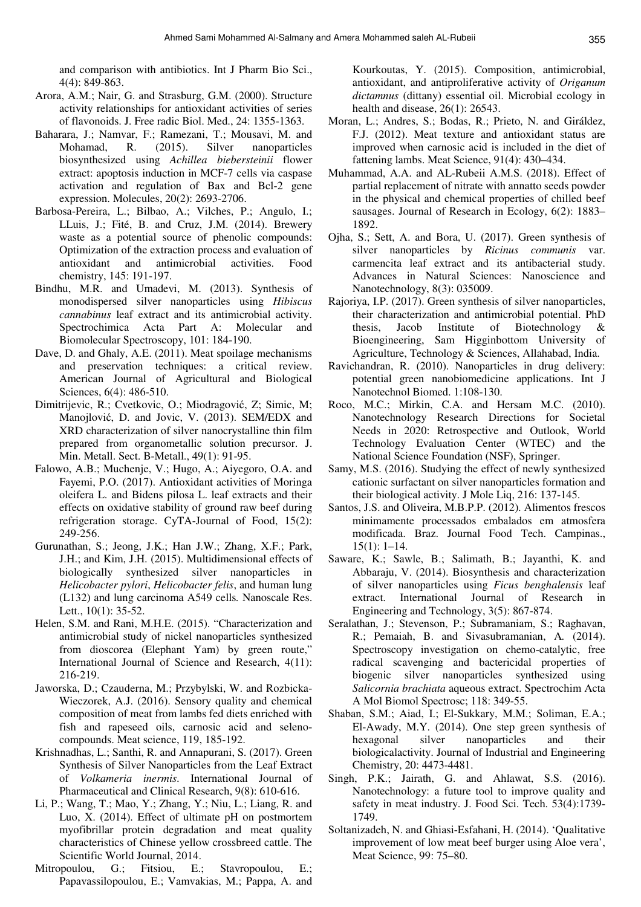and comparison with antibiotics. Int J Pharm Bio Sci., 4(4): 849-863.

Arora, A.M.; Nair, G. and Strasburg, G.M. (2000). Structure activity relationships for antioxidant activities of series of flavonoids. J. Free radic Biol. Med., 24: 1355-1363.

Baharara, J.; Namvar, F.; Ramezani, T.; Mousavi, M. and Mohamad, R. (2015). Silver nanoparticles biosynthesized using *Achillea biebersteinii* flower extract: apoptosis induction in MCF-7 cells via caspase activation and regulation of Bax and Bcl-2 gene expression. Molecules, 20(2): 2693-2706.

Barbosa-Pereira, L.; Bilbao, A.; Vilches, P.; Angulo, I.; LLuis, J.; Fité, B. and Cruz, J.M. (2014). Brewery waste as a potential source of phenolic compounds: Optimization of the extraction process and evaluation of antioxidant and antimicrobial activities. Food chemistry, 145: 191-197.

Bindhu, M.R. and Umadevi, M. (2013). Synthesis of monodispersed silver nanoparticles using *Hibiscus cannabinus* leaf extract and its antimicrobial activity. Spectrochimica Acta Part A: Molecular and Biomolecular Spectroscopy, 101: 184-190.

Dave, D. and Ghaly, A.E. (2011). Meat spoilage mechanisms and preservation techniques: a critical review. American Journal of Agricultural and Biological Sciences, 6(4): 486-510.

Dimitrijevic, R.; Cvetkovic, O.; Miodragović, Z; Simic, M; Manojlović, D. and Jovic, V. (2013). SEM/EDX and XRD characterization of silver nanocrystalline thin film prepared from organometallic solution precursor. J. Min. Metall. Sect. B-Metall., 49(1): 91-95.

Falowo, A.B.; Muchenje, V.; Hugo, A.; Aiyegoro, O.A. and Fayemi, P.O. (2017). Antioxidant activities of Moringa oleifera L. and Bidens pilosa L. leaf extracts and their effects on oxidative stability of ground raw beef during refrigeration storage. CyTA-Journal of Food, 15(2): 249-256.

Gurunathan, S.; Jeong, J.K.; Han J.W.; Zhang, X.F.; Park, J.H.; and Kim, J.H. (2015). Multidimensional effects of biologically synthesized silver nanoparticles in *Helicobacter pylori*, *Helicobacter felis*, and human lung (L132) and lung carcinoma A549 cells*.* Nanoscale Res. Lett., 10(1): 35-52.

Helen, S.M. and Rani, M.H.E. (2015). "Characterization and antimicrobial study of nickel nanoparticles synthesized from dioscorea (Elephant Yam) by green route," International Journal of Science and Research, 4(11): 216-219.

Jaworska, D.; Czauderna, M.; Przybylski, W. and Rozbicka-Wieczorek, A.J. (2016). Sensory quality and chemical composition of meat from lambs fed diets enriched with fish and rapeseed oils, carnosic acid and seleno-compounds. Meat science, 119, 185-192.

Krishnadhas, L.; Santhi, R. and Annapurani, S. (2017). Green Synthesis of Silver Nanoparticles from the Leaf Extract of *Volkameria inermis*. International Journal of Pharmaceutical and Clinical Research, 9(8): 610-616.

Li, P.; Wang, T.; Mao, Y.; Zhang, Y.; Niu, L.; Liang, R. and Luo, X. (2014). Effect of ultimate pH on postmortem myofibrillar protein degradation and meat quality characteristics of Chinese yellow crossbreed cattle. The Scientific World Journal, 2014.

Mitropoulou, G.; Fitsiou, E.; Stavropoulou, E.; Papavassilopoulou, E.; Vamvakias, M.; Pappa, A. and Kourkoutas, Y. (2015). Composition, antimicrobial, antioxidant, and antiproliferative activity of *Origanum dictamnus* (dittany) essential oil. Microbial ecology in health and disease, 26(1): 26543.

Moran, L.; Andres, S.; Bodas, R.; Prieto, N. and Giráldez, F.J. (2012). Meat texture and antioxidant status are improved when carnosic acid is included in the diet of fattening lambs. Meat Science, 91(4): 430–434.

Muhammad, A.A. and AL-Rubeii A.M.S. (2018). Effect of partial replacement of nitrate with annatto seeds powder in the physical and chemical properties of chilled beef sausages. Journal of Research in Ecology, 6(2): 1883–1892.

Ojha, S.; Sett, A. and Bora, U. (2017). Green synthesis of silver nanoparticles by *Ricinus communis* var. carmencita leaf extract and its antibacterial study. Advances in Natural Sciences: Nanoscience and Nanotechnology, 8(3): 035009.

Rajoriya, I.P. (2017). Green synthesis of silver nanoparticles, their characterization and antimicrobial potential. PhD thesis, Jacob Institute of Biotechnology & Bioengineering, Sam Higginbottom University of Agriculture, Technology & Sciences, Allahabad, India.

Ravichandran, R. (2010). Nanoparticles in drug delivery: potential green nanobiomedicine applications. Int J Nanotechnol Biomed. 1:108-130.

Roco, M.C.; Mirkin, C.A. and Hersam M.C. (2010). Nanotechnology Research Directions for Societal Needs in 2020: Retrospective and Outlook, World Technology Evaluation Center (WTEC) and the National Science Foundation (NSF), Springer.

Samy, M.S. (2016). Studying the effect of newly synthesized cationic surfactant on silver nanoparticles formation and their biological activity. J Mole Liq, 216: 137-145.

Santos, J.S. and Oliveira, M.B.P.P. (2012). Alimentos frescos minimamente processados embalados em atmosfera modificada. Braz. Journal Food Tech. Campinas., 15(1): 1–14.

Saware, K.; Sawle, B.; Salimath, B.; Jayanthi, K. and Abbaraju, V. (2014). Biosynthesis and characterization of silver nanoparticles using *Ficus benghalensis* leaf extract. International Journal of Research in Engineering and Technology, 3(5): 867-874.

Seralathan, J.; Stevenson, P.; Subramaniam, S.; Raghavan, R.; Pemaiah, B. and Sivasubramanian, A. (2014). Spectroscopy investigation on chemo-catalytic, free radical scavenging and bactericidal properties of biogenic silver nanoparticles synthesized using *Salicornia brachiata* aqueous extract. Spectrochim Acta A Mol Biomol Spectrosc; 118: 349-55.

Shaban, S.M.; Aiad, I.; El-Sukkary, M.M.; Soliman, E.A.; El-Awady, M.Y. (2014). One step green synthesis of hexagonal silver nanoparticles and their biologicalactivity. Journal of Industrial and Engineering Chemistry, 20: 4473-4481.

Singh, P.K.; Jairath, G. and Ahlawat, S.S. (2016). Nanotechnology: a future tool to improve quality and safety in meat industry. J. Food Sci. Tech. 53(4):1739-1749.

Soltanizadeh, N. and Ghiasi-Esfahani, H. (2014). 'Qualitative improvement of low meat beef burger using Aloe vera', Meat Science, 99: 75–80.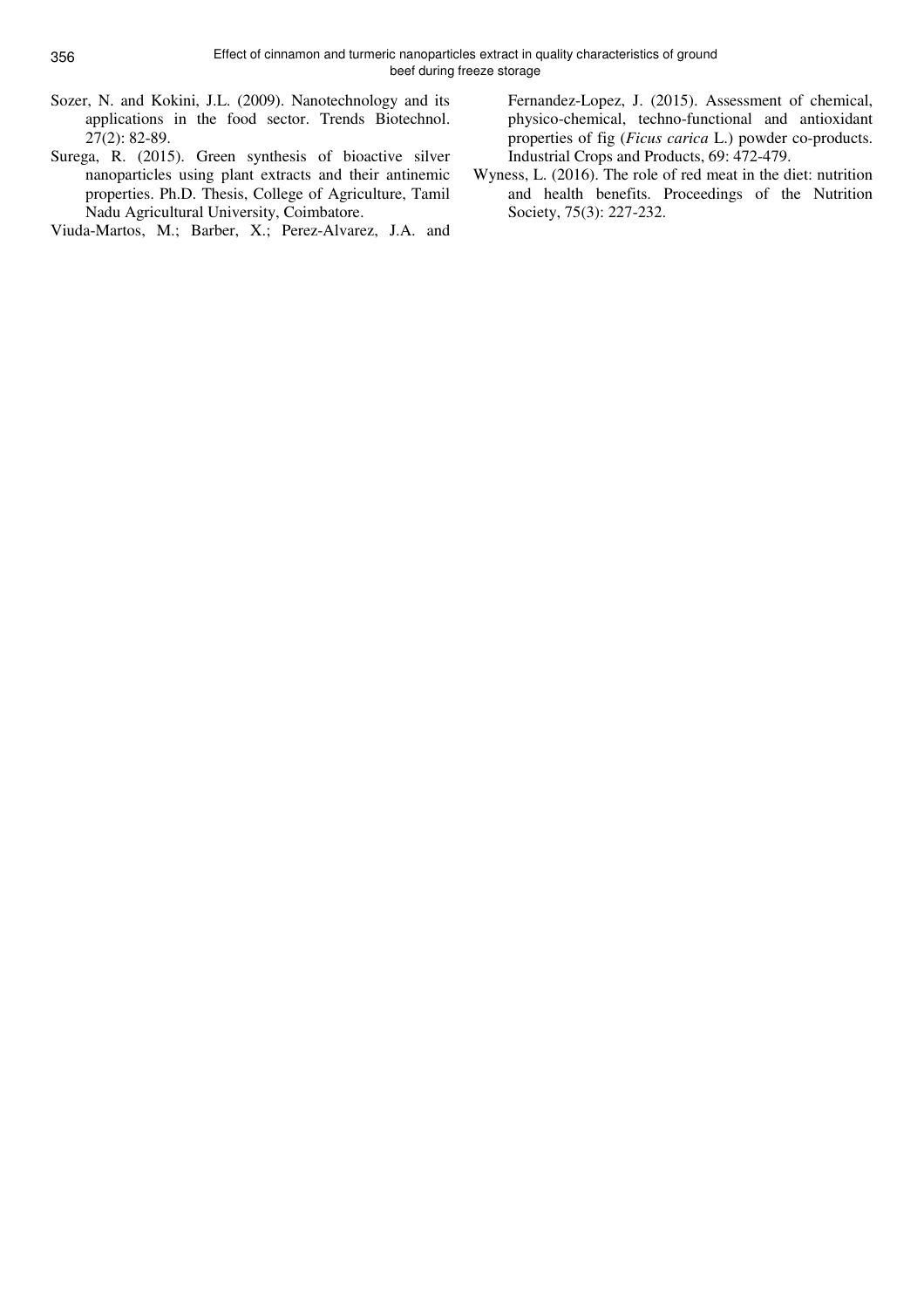Sozer, N. and Kokini, J.L. (2009). Nanotechnology and its applications in the food sector. Trends Biotechnol. 27(2): 82-89.

Surega, R. (2015). Green synthesis of bioactive silver nanoparticles using plant extracts and their antinemic properties. Ph.D. Thesis, College of Agriculture, Tamil Nadu Agricultural University, Coimbatore.

Viuda-Martos, M.; Barber, X.; Perez-Alvarez, J.A. and Fernandez-Lopez, J. (2015). Assessment of chemical, physico-chemical, techno-functional and antioxidant properties of fig (*Ficus carica* L.) powder co-products. Industrial Crops and Products, 69: 472-479.

Wyness, L. (2016). The role of red meat in the diet: nutrition and health benefits. Proceedings of the Nutrition Society, 75(3): 227-232.